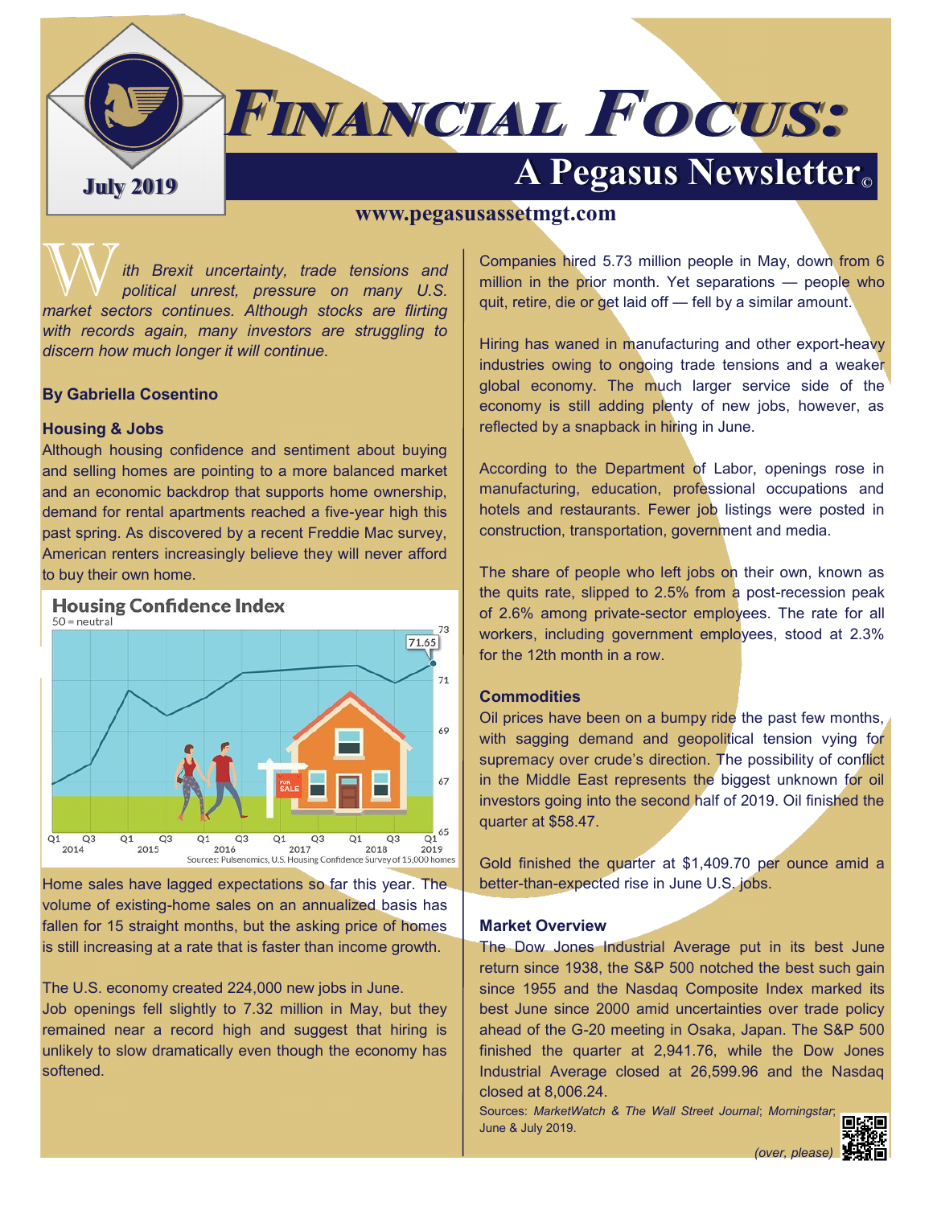# Financial Focus:

## A Pegasus Newsletter©

**July 2019**

**www.pegasusassetmgt.com**

*With Brexit uncertainty, trade tensions and political unrest, pressure on many U.S. market sectors continues. Although stocks are flirting with records again, many investors are struggling to discern how much longer it will continue.*

**By Gabriella Cosentino**

### Housing & Jobs

Although housing confidence and sentiment about buying and selling homes are pointing to a more balanced market and an economic backdrop that supports home ownership, demand for rental apartments reached a five-year high this past spring. As discovered by a recent Freddie Mac survey, American renters increasingly believe they will never afford to buy their own home.

**Housing Confidence Index**

50 = neutral

Sources: Pulsenomics, U.S. Housing Confidence Survey of 15,000 homes

Home sales have lagged expectations so far this year. The volume of existing-home sales on an annualized basis has fallen for 15 straight months, but the asking price of homes is still increasing at a rate that is faster than income growth.

The U.S. economy created 224,000 new jobs in June. Job openings fell slightly to 7.32 million in May, but they remained near a record high and suggest that hiring is unlikely to slow dramatically even though the economy has softened.

Companies hired 5.73 million people in May, down from 6 million in the prior month. Yet separations — people who quit, retire, die or get laid off — fell by a similar amount.

Hiring has waned in manufacturing and other export-heavy industries owing to ongoing trade tensions and a weaker global economy. The much larger service side of the economy is still adding plenty of new jobs, however, as reflected by a snapback in hiring in June.

According to the Department of Labor, openings rose in manufacturing, education, professional occupations and hotels and restaurants. Fewer job listings were posted in construction, transportation, government and media.

The share of people who left jobs on their own, known as the quits rate, slipped to 2.5% from a post-recession peak of 2.6% among private-sector employees. The rate for all workers, including government employees, stood at 2.3% for the 12th month in a row.

### Commodities

Oil prices have been on a bumpy ride the past few months, with sagging demand and geopolitical tension vying for supremacy over crude's direction. The possibility of conflict in the Middle East represents the biggest unknown for oil investors going into the second half of 2019. Oil finished the quarter at $58.47.

Gold finished the quarter at $1,409.70 per ounce amid a better-than-expected rise in June U.S. jobs.

### Market Overview

The Dow Jones Industrial Average put in its best June return since 1938, the S&P 500 notched the best such gain since 1955 and the Nasdaq Composite Index marked its best June since 2000 amid uncertainties over trade policy ahead of the G-20 meeting in Osaka, Japan. The S&P 500 finished the quarter at 2,941.76, while the Dow Jones Industrial Average closed at 26,599.96 and the Nasdaq closed at 8,006.24.

Sources: *MarketWatch* & *The Wall Street Journal*; *Morningstar*, June & July 2019.

*(over, please)*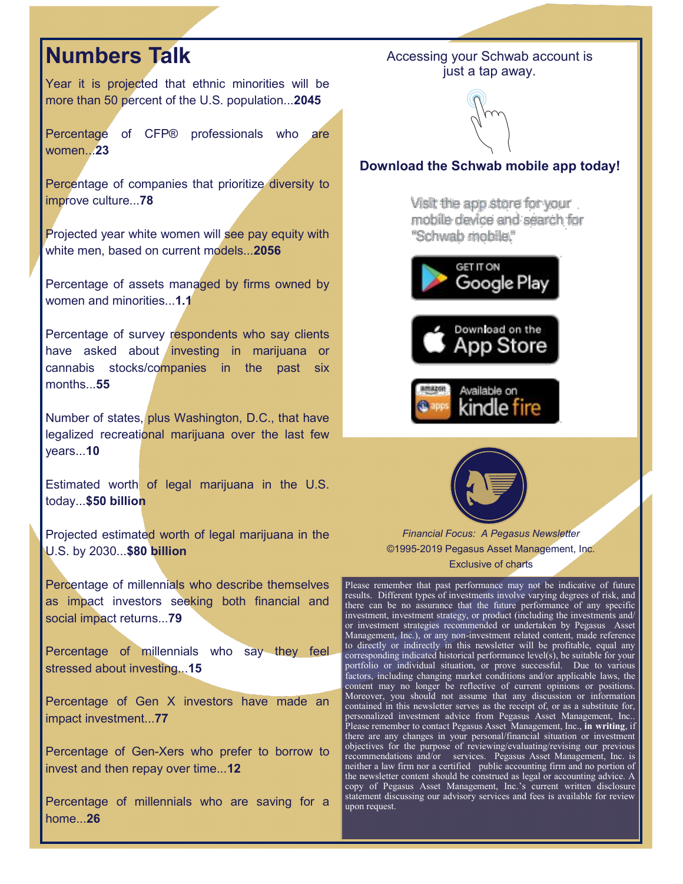# Numbers Talk

Year it is projected that ethnic minorities will be more than 50 percent of the U.S. population...**2045**

Percentage of CFP® professionals who are women...**23**

Percentage of companies that prioritize diversity to improve culture...**78**

Projected year white women will see pay equity with white men, based on current models...**2056**

Percentage of assets managed by firms owned by women and minorities...**1.1**

Percentage of survey respondents who say clients have asked about investing in marijuana or cannabis stocks/companies in the past six months...**55**

Number of states, plus Washington, D.C., that have legalized recreational marijuana over the last few years...**10**

Estimated worth of legal marijuana in the U.S. today...**$50 billion**

Projected estimated worth of legal marijuana in the U.S. by 2030...**$80 billion**

Percentage of millennials who describe themselves as impact investors seeking both financial and social impact returns...**79**

Percentage of millennials who say they feel stressed about investing...**15**

Percentage of Gen X investors have made an impact investment...**77**

Percentage of Gen-Xers who prefer to borrow to invest and then repay over time...**12**

Percentage of millennials who are saving for a home...**26**

Accessing your Schwab account is just a tap away.

**Download the Schwab mobile app today!**

Visit the app store for your mobile device and search for "Schwab mobile."

GET IT ON Google Play

Download on the App Store

Available on kindle fire

*Financial Focus: A Pegasus Newsletter*

©1995-2019 Pegasus Asset Management, Inc.

Exclusive of charts

Please remember that past performance may not be indicative of future results. Different types of investments involve varying degrees of risk, and there can be no assurance that the future performance of any specific investment, investment strategy, or product (including the investments and/or investment strategies recommended or undertaken by Pegasus Asset Management, Inc.), or any non-investment related content, made reference to directly or indirectly in this newsletter will be profitable, equal any corresponding indicated historical performance level(s), be suitable for your portfolio or individual situation, or prove successful. Due to various factors, including changing market conditions and/or applicable laws, the content may no longer be reflective of current opinions or positions. Moreover, you should not assume that any discussion or information contained in this newsletter serves as the receipt of, or as a substitute for, personalized investment advice from Pegasus Asset Management, Inc.. Please remember to contact Pegasus Asset Management, Inc., **in writing**, if there are any changes in your personal/financial situation or investment objectives for the purpose of reviewing/evaluating/revising our previous recommendations and/or services. Pegasus Asset Management, Inc. is neither a law firm nor a certified public accounting firm and no portion of the newsletter content should be construed as legal or accounting advice. A copy of Pegasus Asset Management, Inc.'s current written disclosure statement discussing our advisory services and fees is available for review upon request.